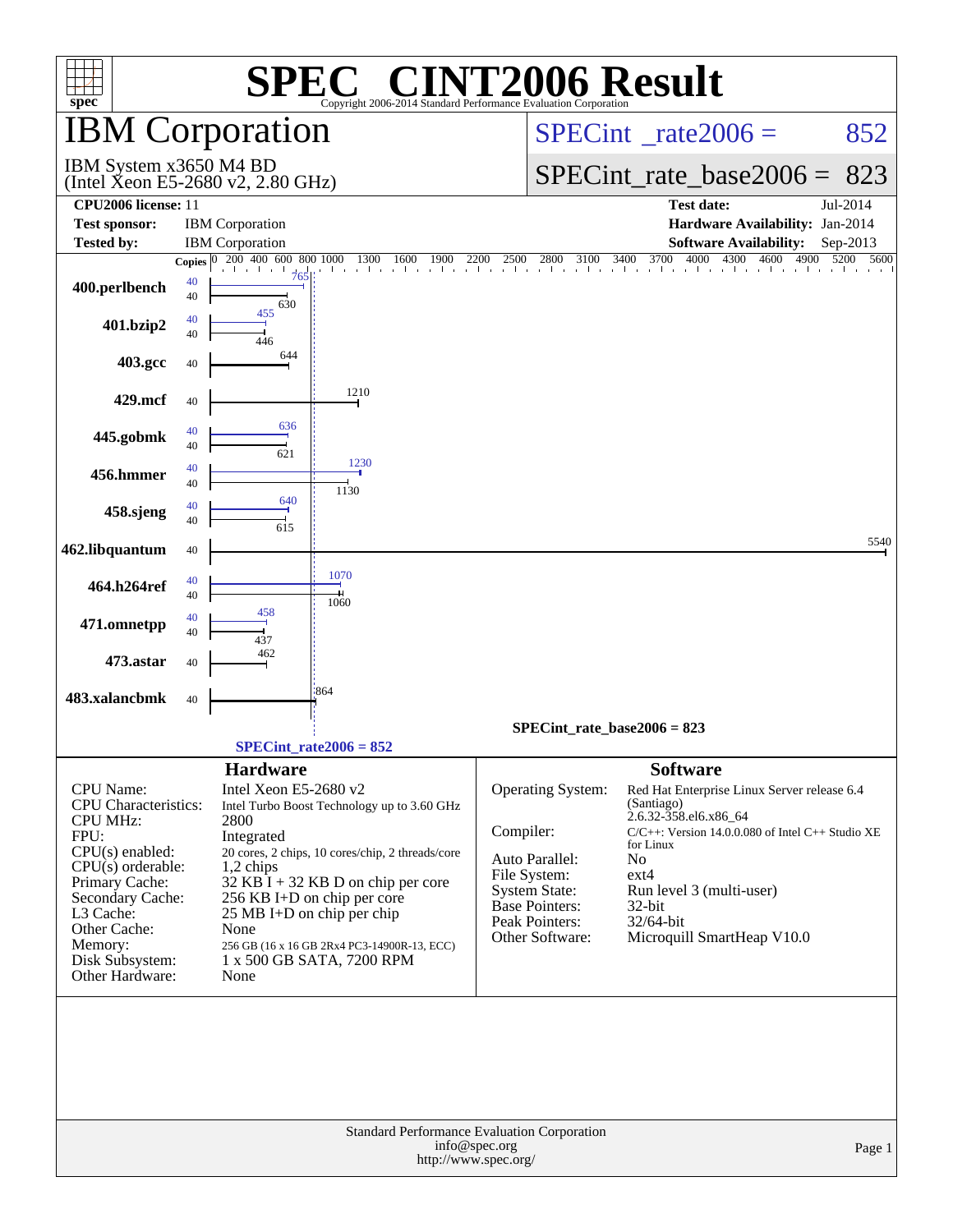# SPEC® CINT2006 Result

Copyright 2006-2014 Standard Performance Evaluation Corporation

## IBM Corporation

IBM System x3650 M4 BD
(Intel Xeon E5-2680 v2, 2.80 GHz)

SPECint_rate2006 = 852

SPECint_rate_base2006 = 823

| | | | |
|---|---|---|---|
| **CPU2006 license:** | 11 | **Test date:** | Jul-2014 |
| **Test sponsor:** | IBM Corporation | **Hardware Availability:** | Jan-2014 |
| **Tested by:** | IBM Corporation | **Software Availability:** | Sep-2013 |

| Benchmark | Copies (peak) | Peak | Copies (base) | Base |
|---|---|---|---|---|
| 400.perlbench | 40 | 765 | 40 | 630 |
| 401.bzip2 | 40 | 455 | 40 | 446 |
| 403.gcc | | | 40 | 644 |
| 429.mcf | | | 40 | 1210 |
| 445.gobmk | 40 | 636 | 40 | 621 |
| 456.hmmer | 40 | 1230 | 40 | 1130 |
| 458.sjeng | 40 | 640 | 40 | 615 |
| 462.libquantum | | | 40 | 5540 |
| 464.h264ref | 40 | 1070 | 40 | 1060 |
| 471.omnetpp | 40 | 458 | 40 | 437 |
| 473.astar | | | 40 | 462 |
| 483.xalancbmk | | | 40 | 864 |

SPECint_rate_base2006 = 823

SPECint_rate2006 = 852

### Hardware

| | |
|---|---|
| CPU Name: | Intel Xeon E5-2680 v2 |
| CPU Characteristics: | Intel Turbo Boost Technology up to 3.60 GHz |
| CPU MHz: | 2800 |
| FPU: | Integrated |
| CPU(s) enabled: | 20 cores, 2 chips, 10 cores/chip, 2 threads/core |
| CPU(s) orderable: | 1,2 chips |
| Primary Cache: | 32 KB I + 32 KB D on chip per core |
| Secondary Cache: | 256 KB I+D on chip per core |
| L3 Cache: | 25 MB I+D on chip per chip |
| Other Cache: | None |
| Memory: | 256 GB (16 x 16 GB 2Rx4 PC3-14900R-13, ECC) |
| Disk Subsystem: | 1 x 500 GB SATA, 7200 RPM |
| Other Hardware: | None |

### Software

| | |
|---|---|
| Operating System: | Red Hat Enterprise Linux Server release 6.4 (Santiago) 2.6.32-358.el6.x86_64 |
| Compiler: | C/C++: Version 14.0.0.080 of Intel C++ Studio XE for Linux |
| Auto Parallel: | No |
| File System: | ext4 |
| System State: | Run level 3 (multi-user) |
| Base Pointers: | 32-bit |
| Peak Pointers: | 32/64-bit |
| Other Software: | Microquill SmartHeap V10.0 |

Standard Performance Evaluation Corporation
info@spec.org
http://www.spec.org/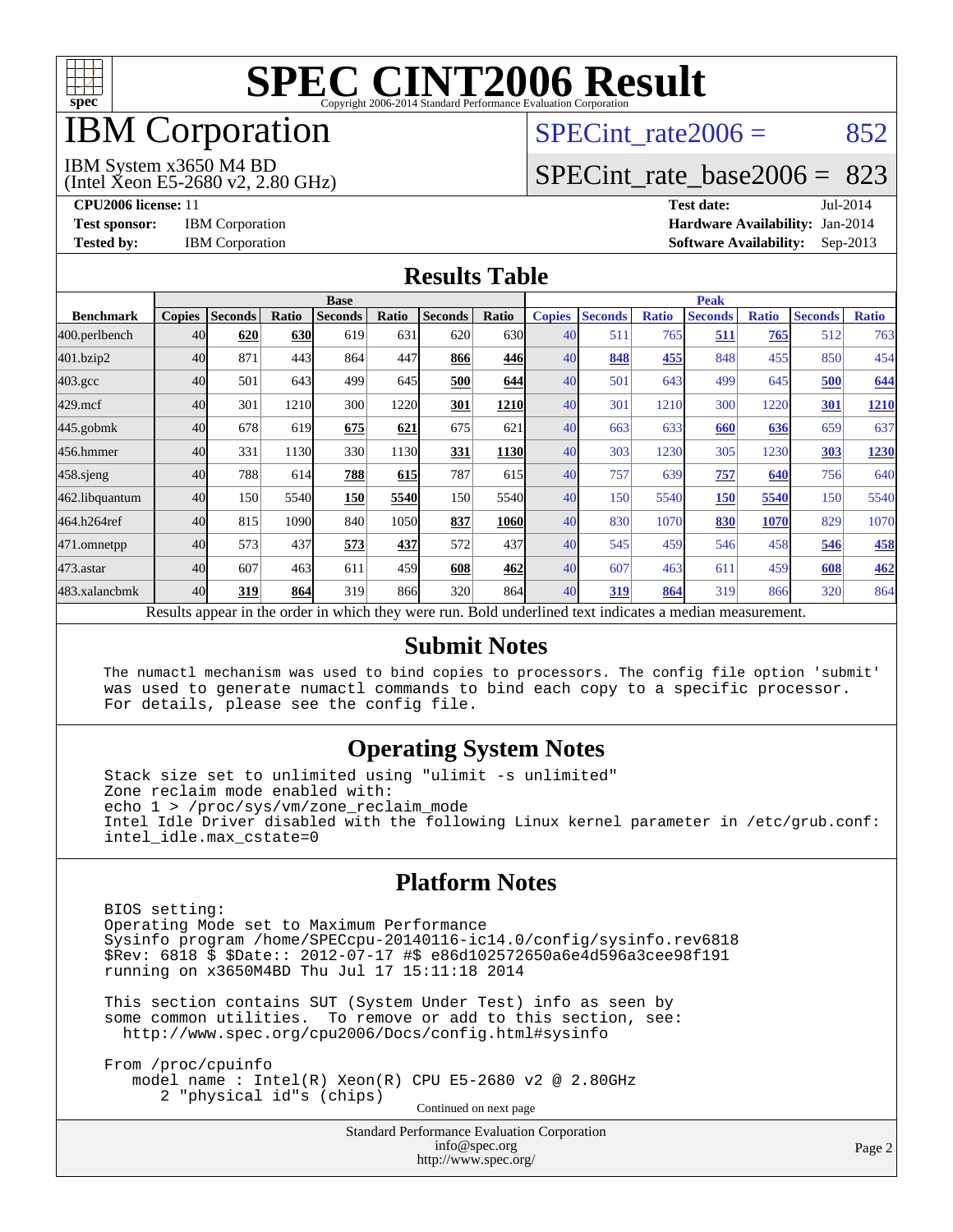# SPEC CINT2006 Result

Copyright 2006-2014 Standard Performance Evaluation Corporation

## IBM Corporation

IBM System x3650 M4 BD
(Intel Xeon E5-2680 v2, 2.80 GHz)

SPECint_rate2006 = 852

SPECint_rate_base2006 = 823

**CPU2006 license:** 11
**Test sponsor:** IBM Corporation
**Tested by:** IBM Corporation

**Test date:** Jul-2014
**Hardware Availability:** Jan-2014
**Software Availability:** Sep-2013

## Results Table

| | Base | | | | | | | | Peak | | | | | | | |
|---|---|---|---|---|---|---|---|---|---|---|---|---|---|---|---|---|
| **Benchmark** | **Copies** | **Seconds** | **Ratio** | **Seconds** | **Ratio** | **Seconds** | **Ratio** | | **Copies** | **Seconds** | **Ratio** | **Seconds** | **Ratio** | **Seconds** | **Ratio** |
| 400.perlbench | 40 | **620** | **630** | 619 | 631 | 620 | 630 | | 40 | 511 | 765 | **511** | **765** | 512 | 763 |
| 401.bzip2 | 40 | 871 | 443 | 864 | 447 | **866** | **446** | | 40 | **848** | **455** | 848 | 455 | 850 | 454 |
| 403.gcc | 40 | 501 | 643 | 499 | 645 | **500** | **644** | | 40 | 501 | 643 | 499 | 645 | **500** | **644** |
| 429.mcf | 40 | 301 | 1210 | 300 | 1220 | **301** | **1210** | | 40 | 301 | 1210 | 300 | 1220 | **301** | **1210** |
| 445.gobmk | 40 | 678 | 619 | **675** | **621** | 675 | 621 | | 40 | 663 | 633 | **660** | **636** | 659 | 637 |
| 456.hmmer | 40 | 331 | 1130 | 330 | 1130 | **331** | **1130** | | 40 | 303 | 1230 | 305 | 1230 | **303** | **1230** |
| 458.sjeng | 40 | 788 | 614 | **788** | **615** | 787 | 615 | | 40 | 757 | 639 | **757** | **640** | 756 | 640 |
| 462.libquantum | 40 | 150 | 5540 | **150** | **5540** | 150 | 5540 | | 40 | 150 | 5540 | **150** | **5540** | 150 | 5540 |
| 464.h264ref | 40 | 815 | 1090 | 840 | 1050 | **837** | **1060** | | 40 | 830 | 1070 | **830** | **1070** | 829 | 1070 |
| 471.omnetpp | 40 | 573 | 437 | **573** | **437** | 572 | 437 | | 40 | 545 | 459 | 546 | 458 | **546** | **458** |
| 473.astar | 40 | 607 | 463 | 611 | 459 | **608** | **462** | | 40 | 607 | 463 | 611 | 459 | **608** | **462** |
| 483.xalancbmk | 40 | **319** | **864** | 319 | 866 | 320 | 864 | | 40 | **319** | **864** | 319 | 866 | 320 | 864 |

Results appear in the order in which they were run. Bold underlined text indicates a median measurement.

## Submit Notes

```
The numactl mechanism was used to bind copies to processors. The config file option 'submit'
was used to generate numactl commands to bind each copy to a specific processor.
For details, please see the config file.
```

## Operating System Notes

```
Stack size set to unlimited using "ulimit -s unlimited"
Zone reclaim mode enabled with:
echo 1 > /proc/sys/vm/zone_reclaim_mode
Intel Idle Driver disabled with the following Linux kernel parameter in /etc/grub.conf:
intel_idle.max_cstate=0
```

## Platform Notes

```
BIOS setting:
Operating Mode set to Maximum Performance
Sysinfo program /home/SPECcpu-20140116-ic14.0/config/sysinfo.rev6818
$Rev: 6818 $ $Date:: 2012-07-17 #$ e86d102572650a6e4d596a3cee98f191
running on x3650M4BD Thu Jul 17 15:11:18 2014

This section contains SUT (System Under Test) info as seen by
some common utilities.  To remove or add to this section, see:
  http://www.spec.org/cpu2006/Docs/config.html#sysinfo

From /proc/cpuinfo
   model name : Intel(R) Xeon(R) CPU E5-2680 v2 @ 2.80GHz
      2 "physical id"s (chips)
```

Continued on next page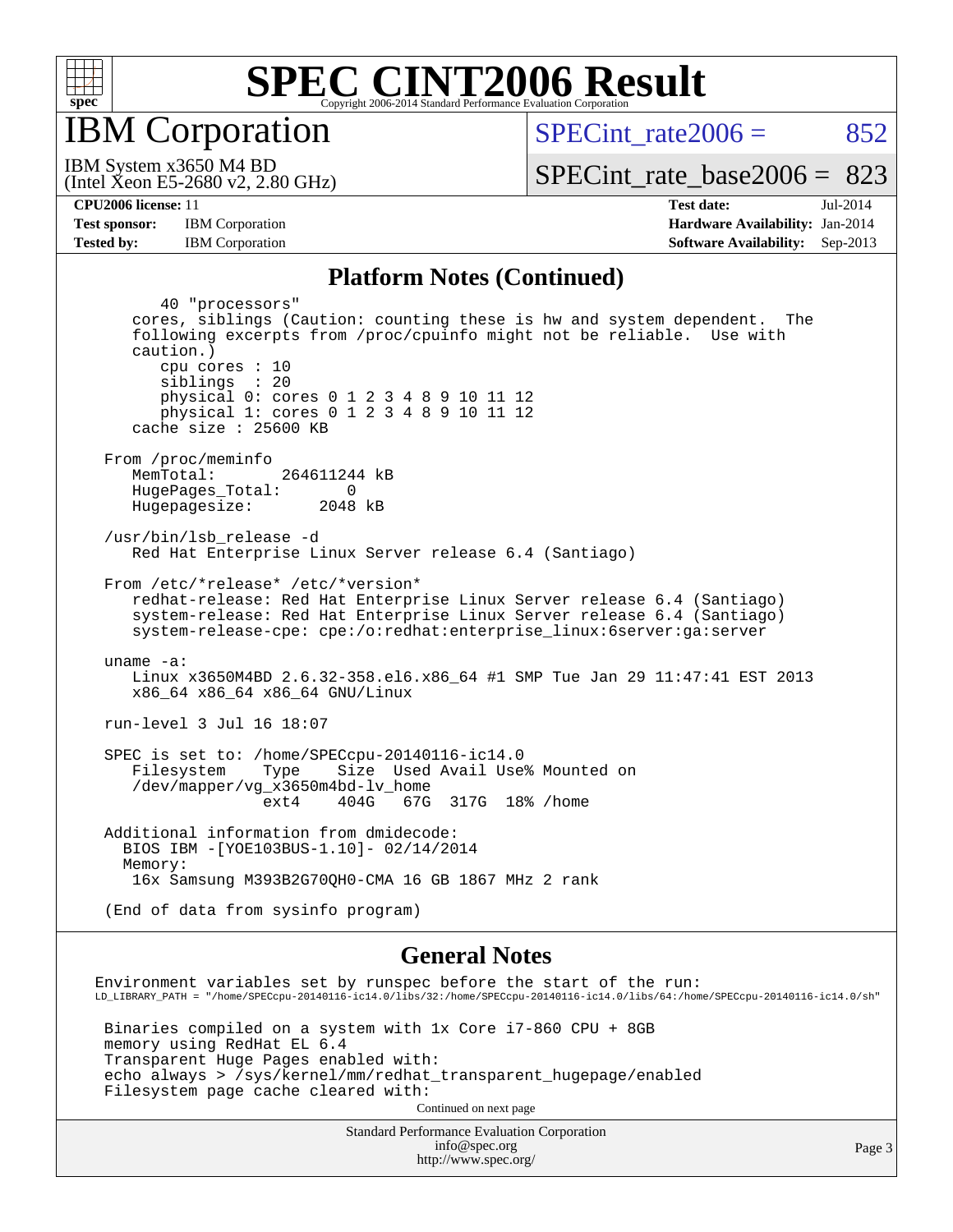# IBM Corporation

IBM System x3650 M4 BD
(Intel Xeon E5-2680 v2, 2.80 GHz)

SPECint_rate2006 = 852

SPECint_rate_base2006 = 823

**CPU2006 license:** 11
**Test sponsor:** IBM Corporation
**Tested by:** IBM Corporation

**Test date:** Jul-2014
**Hardware Availability:** Jan-2014
**Software Availability:** Sep-2013

## Platform Notes (Continued)

```
      40 "processors"
   cores, siblings (Caution: counting these is hw and system dependent.  The
   following excerpts from /proc/cpuinfo might not be reliable.  Use with
   caution.)
      cpu cores : 10
      siblings  : 20
      physical 0: cores 0 1 2 3 4 8 9 10 11 12
      physical 1: cores 0 1 2 3 4 8 9 10 11 12
   cache size : 25600 KB

From /proc/meminfo
   MemTotal:       264611244 kB
   HugePages_Total:       0
   Hugepagesize:       2048 kB

/usr/bin/lsb_release -d
   Red Hat Enterprise Linux Server release 6.4 (Santiago)

From /etc/*release* /etc/*version*
   redhat-release: Red Hat Enterprise Linux Server release 6.4 (Santiago)
   system-release: Red Hat Enterprise Linux Server release 6.4 (Santiago)
   system-release-cpe: cpe:/o:redhat:enterprise_linux:6server:ga:server

uname -a:
   Linux x3650M4BD 2.6.32-358.el6.x86_64 #1 SMP Tue Jan 29 11:47:41 EST 2013
   x86_64 x86_64 x86_64 GNU/Linux

run-level 3 Jul 16 18:07

SPEC is set to: /home/SPECcpu-20140116-ic14.0
   Filesystem    Type    Size  Used Avail Use% Mounted on
   /dev/mapper/vg_x3650m4bd-lv_home
                 ext4    404G   67G  317G  18% /home

Additional information from dmidecode:
  BIOS IBM -[YOE103BUS-1.10]- 02/14/2014
  Memory:
   16x Samsung M393B2G70QH0-CMA 16 GB 1867 MHz 2 rank

(End of data from sysinfo program)
```

## General Notes

```
Environment variables set by runspec before the start of the run:
LD_LIBRARY_PATH = "/home/SPECcpu-20140116-ic14.0/libs/32:/home/SPECcpu-20140116-ic14.0/libs/64:/home/SPECcpu-20140116-ic14.0/sh"

 Binaries compiled on a system with 1x Core i7-860 CPU + 8GB
 memory using RedHat EL 6.4
 Transparent Huge Pages enabled with:
 echo always > /sys/kernel/mm/redhat_transparent_hugepage/enabled
 Filesystem page cache cleared with:
```

Continued on next page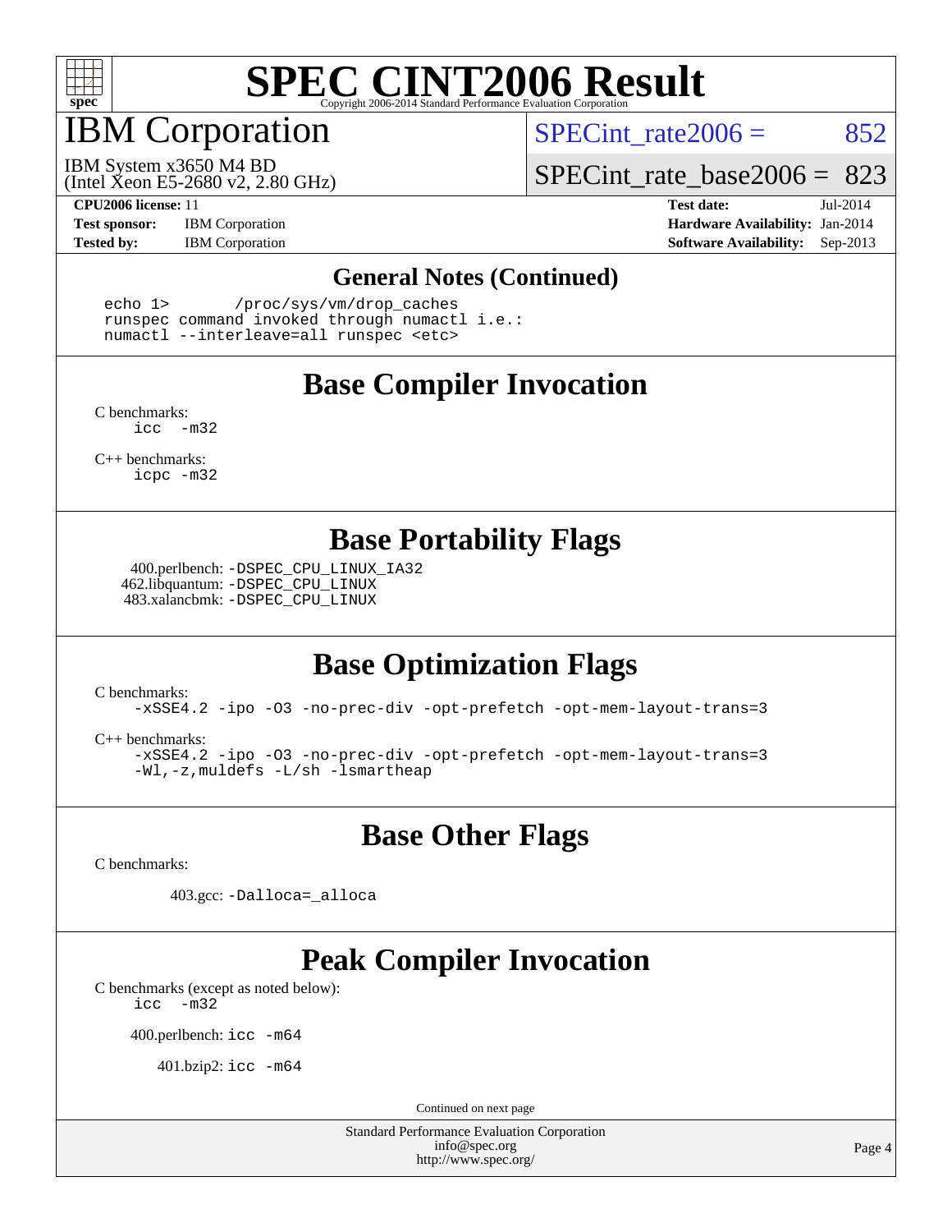# SPEC CINT2006 Result

## IBM Corporation

IBM System x3650 M4 BD
(Intel Xeon E5-2680 v2, 2.80 GHz)

SPECint_rate2006 = 852

SPECint_rate_base2006 = 823

**CPU2006 license:** 11
**Test sponsor:** IBM Corporation
**Tested by:** IBM Corporation

**Test date:** Jul-2014
**Hardware Availability:** Jan-2014
**Software Availability:** Sep-2013

### General Notes (Continued)

```
echo 1>       /proc/sys/vm/drop_caches
runspec command invoked through numactl i.e.:
numactl --interleave=all runspec <etc>
```

### Base Compiler Invocation

C benchmarks:
`icc -m32`

C++ benchmarks:
`icpc -m32`

### Base Portability Flags

400.perlbench: `-DSPEC_CPU_LINUX_IA32`
462.libquantum: `-DSPEC_CPU_LINUX`
483.xalancbmk: `-DSPEC_CPU_LINUX`

### Base Optimization Flags

C benchmarks:
`-xSSE4.2 -ipo -O3 -no-prec-div -opt-prefetch -opt-mem-layout-trans=3`

C++ benchmarks:
`-xSSE4.2 -ipo -O3 -no-prec-div -opt-prefetch -opt-mem-layout-trans=3 -Wl,-z,muldefs -L/sh -lsmartheap`

### Base Other Flags

C benchmarks:

403.gcc: `-Dalloca=_alloca`

### Peak Compiler Invocation

C benchmarks (except as noted below):
`icc -m32`

400.perlbench: `icc -m64`

401.bzip2: `icc -m64`

Continued on next page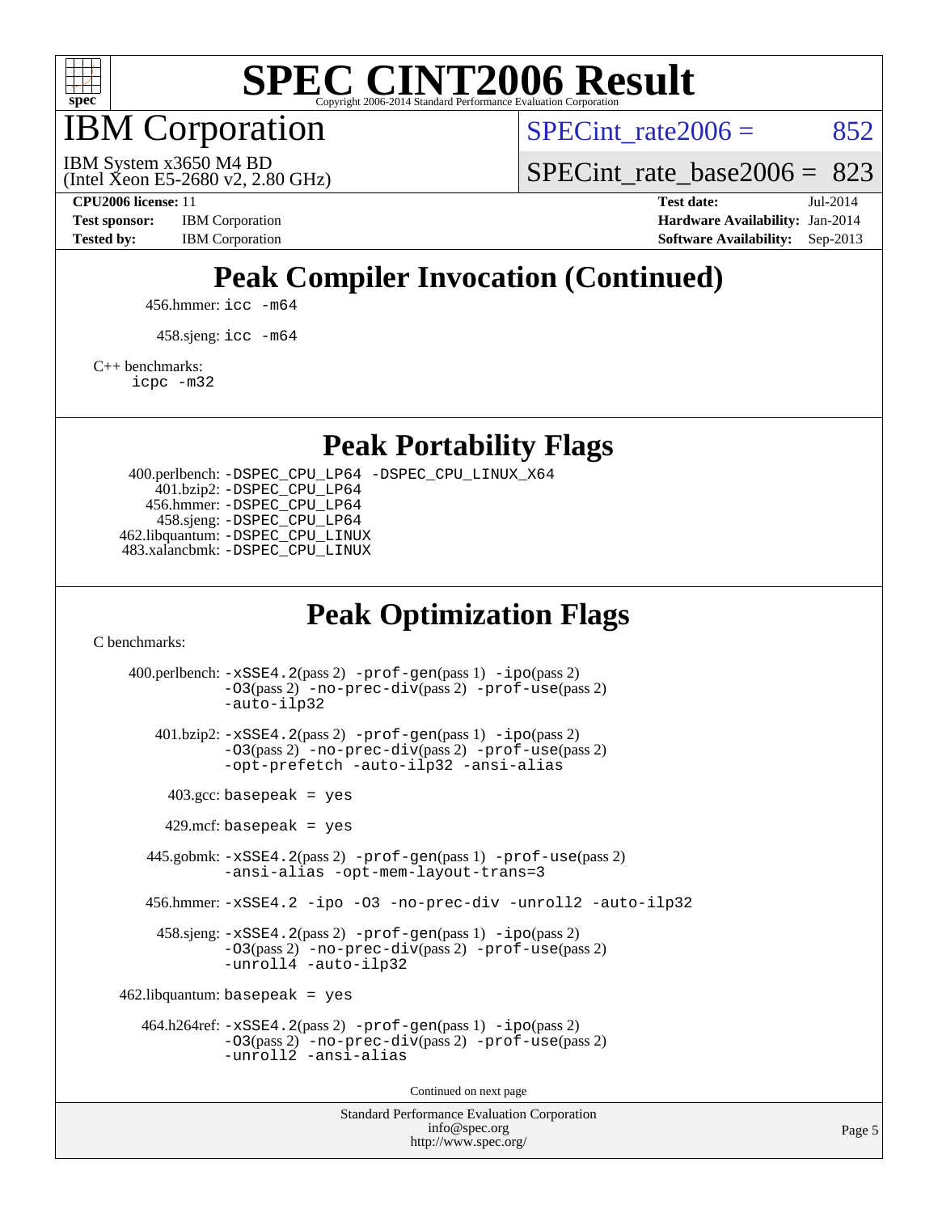# SPEC CINT2006 Result

Copyright 2006-2014 Standard Performance Evaluation Corporation

## IBM Corporation

IBM System x3650 M4 BD
(Intel Xeon E5-2680 v2, 2.80 GHz)

SPECint_rate2006 = 852

SPECint_rate_base2006 = 823

**CPU2006 license:** 11
**Test sponsor:** IBM Corporation
**Tested by:** IBM Corporation

**Test date:** Jul-2014
**Hardware Availability:** Jan-2014
**Software Availability:** Sep-2013

## Peak Compiler Invocation (Continued)

456.hmmer: `icc -m64`

458.sjeng: `icc -m64`

C++ benchmarks:
`icpc -m32`

## Peak Portability Flags

400.perlbench: `-DSPEC_CPU_LP64 -DSPEC_CPU_LINUX_X64`
401.bzip2: `-DSPEC_CPU_LP64`
456.hmmer: `-DSPEC_CPU_LP64`
458.sjeng: `-DSPEC_CPU_LP64`
462.libquantum: `-DSPEC_CPU_LINUX`
483.xalancbmk: `-DSPEC_CPU_LINUX`

## Peak Optimization Flags

C benchmarks:

400.perlbench: `-xSSE4.2`(pass 2) `-prof-gen`(pass 1) `-ipo`(pass 2) `-O3`(pass 2) `-no-prec-div`(pass 2) `-prof-use`(pass 2) `-auto-ilp32`

401.bzip2: `-xSSE4.2`(pass 2) `-prof-gen`(pass 1) `-ipo`(pass 2) `-O3`(pass 2) `-no-prec-div`(pass 2) `-prof-use`(pass 2) `-opt-prefetch -auto-ilp32 -ansi-alias`

403.gcc: `basepeak = yes`

429.mcf: `basepeak = yes`

445.gobmk: `-xSSE4.2`(pass 2) `-prof-gen`(pass 1) `-prof-use`(pass 2) `-ansi-alias -opt-mem-layout-trans=3`

456.hmmer: `-xSSE4.2 -ipo -O3 -no-prec-div -unroll2 -auto-ilp32`

458.sjeng: `-xSSE4.2`(pass 2) `-prof-gen`(pass 1) `-ipo`(pass 2) `-O3`(pass 2) `-no-prec-div`(pass 2) `-prof-use`(pass 2) `-unroll4 -auto-ilp32`

462.libquantum: `basepeak = yes`

464.h264ref: `-xSSE4.2`(pass 2) `-prof-gen`(pass 1) `-ipo`(pass 2) `-O3`(pass 2) `-no-prec-div`(pass 2) `-prof-use`(pass 2) `-unroll2 -ansi-alias`

Continued on next page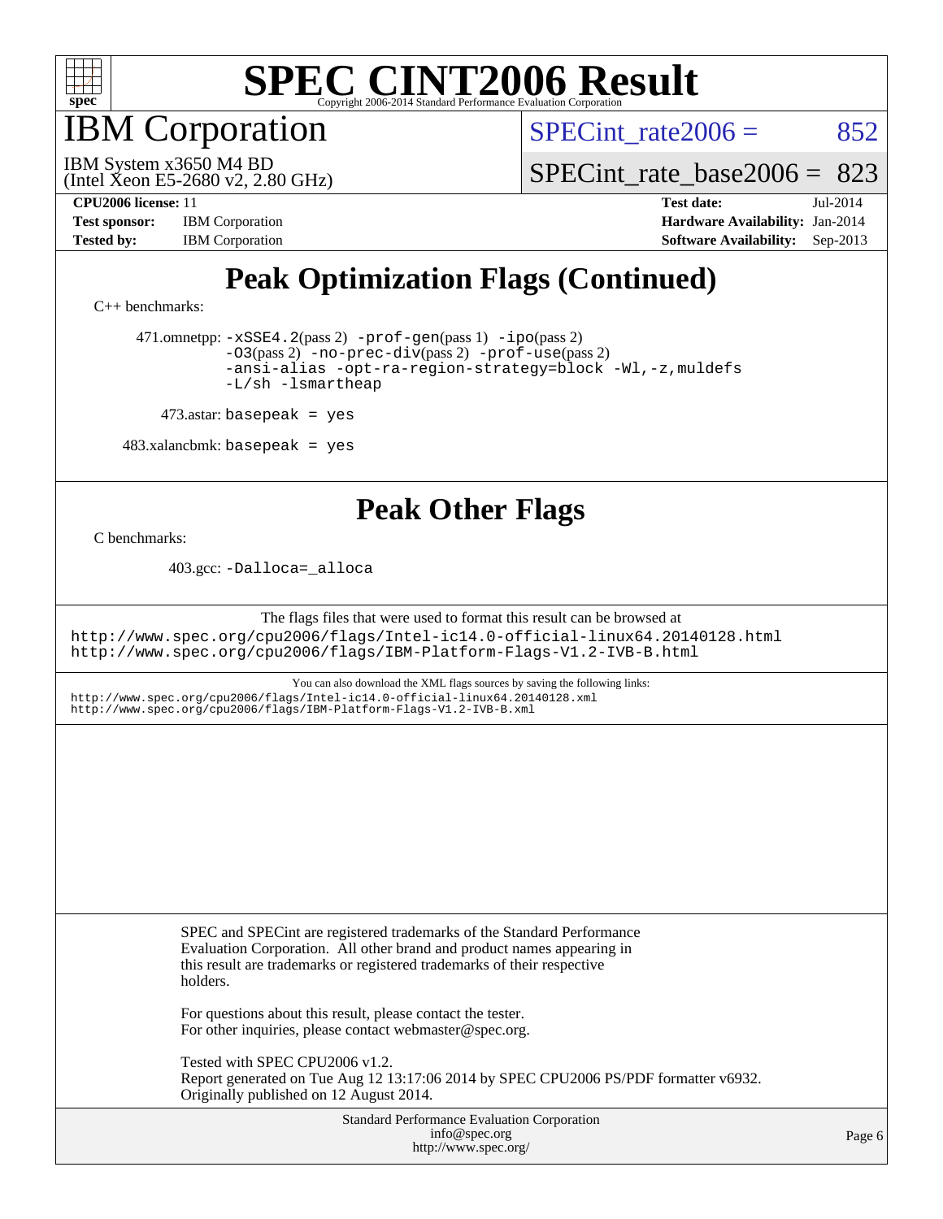# SPEC CINT2006 Result

Copyright 2006-2014 Standard Performance Evaluation Corporation

## IBM Corporation

IBM System x3650 M4 BD
(Intel Xeon E5-2680 v2, 2.80 GHz)

SPECint_rate2006 = 852

SPECint_rate_base2006 = 823

**CPU2006 license:** 11
**Test sponsor:** IBM Corporation
**Tested by:** IBM Corporation

**Test date:** Jul-2014
**Hardware Availability:** Jan-2014
**Software Availability:** Sep-2013

## Peak Optimization Flags (Continued)

C++ benchmarks:

471.omnetpp: -xSSE4.2(pass 2) -prof-gen(pass 1) -ipo(pass 2) -O3(pass 2) -no-prec-div(pass 2) -prof-use(pass 2) -ansi-alias -opt-ra-region-strategy=block -Wl,-z,muldefs -L/sh -lsmartheap

473.astar: basepeak = yes

483.xalancbmk: basepeak = yes

## Peak Other Flags

C benchmarks:

403.gcc: -Dalloca=_alloca

The flags files that were used to format this result can be browsed at
http://www.spec.org/cpu2006/flags/Intel-ic14.0-official-linux64.20140128.html
http://www.spec.org/cpu2006/flags/IBM-Platform-Flags-V1.2-IVB-B.html

You can also download the XML flags sources by saving the following links:
http://www.spec.org/cpu2006/flags/Intel-ic14.0-official-linux64.20140128.xml
http://www.spec.org/cpu2006/flags/IBM-Platform-Flags-V1.2-IVB-B.xml

SPEC and SPECint are registered trademarks of the Standard Performance Evaluation Corporation. All other brand and product names appearing in this result are trademarks or registered trademarks of their respective holders.

For questions about this result, please contact the tester.
For other inquiries, please contact webmaster@spec.org.

Tested with SPEC CPU2006 v1.2.
Report generated on Tue Aug 12 13:17:06 2014 by SPEC CPU2006 PS/PDF formatter v6932.
Originally published on 12 August 2014.

Standard Performance Evaluation Corporation
info@spec.org
http://www.spec.org/